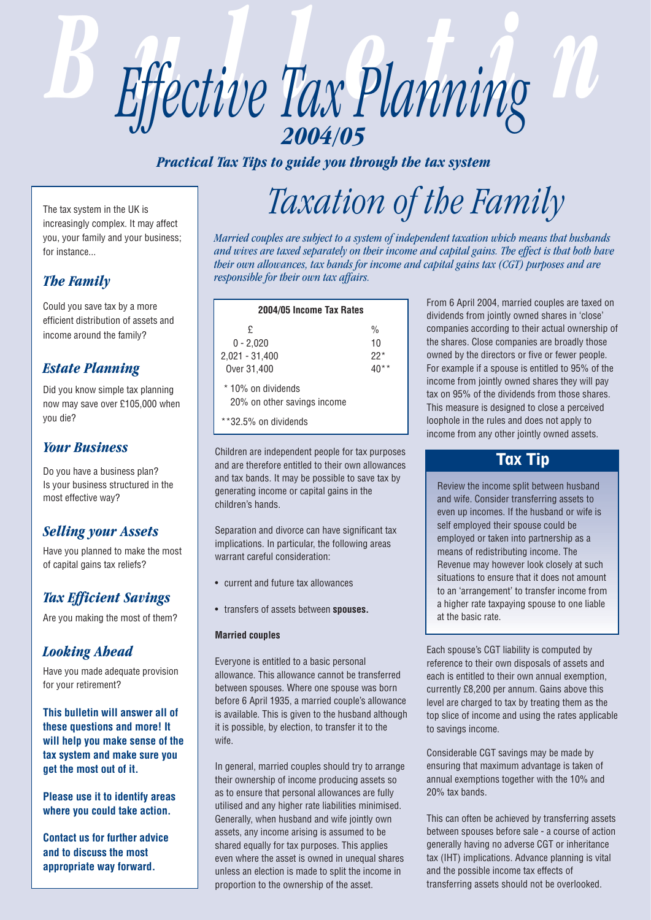# Effective Tax Planning 2004/05

*Practical Tax Tips to guide you through the tax system*

The tax system in the UK is increasingly complex. It may affect you, your family and your business; for instance...

### *The Family*

Could you save tax by a more efficient distribution of assets and income around the family?

### *Estate Planning*

Did you know simple tax planning now may save over £105,000 when you die?

### *Your Business*

Do you have a business plan? Is your business structured in the most effective way?

### *Selling your Assets*

Have you planned to make the most of capital gains tax reliefs?

### *Tax Efficient Savings*

Are you making the most of them?

### *Looking Ahead*

Have you made adequate provision for your retirement?

**This bulletin will answer all of these questions and more! It will help you make sense of the tax system and make sure you get the most out of it.**

**Please use it to identify areas where you could take action.**

**Contact us for further advice and to discuss the most appropriate way forward.**

## *Taxation of the Family*

*Married couples are subject to a system of independent taxation which means that husbands and wives are taxed separately on their income and capital gains. The effect is that both have their own allowances, tax bands for income and capital gains tax (CGT) purposes and are responsible for their own tax affairs.*

**2004/05 Income Tax Rates**

| £ | % |
|---|---|
| 0 - 2,020 | 10 |
| 2,021 - 31,400 | 22* |
| Over 31,400 | 40** |

\* 10% on dividends
20% on other savings income

\*\*32.5% on dividends

Children are independent people for tax purposes and are therefore entitled to their own allowances and tax bands. It may be possible to save tax by generating income or capital gains in the children's hands.

Separation and divorce can have significant tax implications. In particular, the following areas warrant careful consideration:

- current and future tax allowances
- transfers of assets between **spouses.**

**Married couples**

Everyone is entitled to a basic personal allowance. This allowance cannot be transferred between spouses. Where one spouse was born before 6 April 1935, a married couple's allowance is available. This is given to the husband although it is possible, by election, to transfer it to the wife.

In general, married couples should try to arrange their ownership of income producing assets so as to ensure that personal allowances are fully utilised and any higher rate liabilities minimised. Generally, when husband and wife jointly own assets, any income arising is assumed to be shared equally for tax purposes. This applies even where the asset is owned in unequal shares unless an election is made to split the income in proportion to the ownership of the asset.

From 6 April 2004, married couples are taxed on dividends from jointly owned shares in 'close' companies according to their actual ownership of the shares. Close companies are broadly those owned by the directors or five or fewer people. For example if a spouse is entitled to 95% of the income from jointly owned shares they will pay tax on 95% of the dividends from those shares. This measure is designed to close a perceived loophole in the rules and does not apply to income from any other jointly owned assets.

### Tax Tip

Review the income split between husband and wife. Consider transferring assets to even up incomes. If the husband or wife is self employed their spouse could be employed or taken into partnership as a means of redistributing income. The Revenue may however look closely at such situations to ensure that it does not amount to an 'arrangement' to transfer income from a higher rate taxpaying spouse to one liable at the basic rate.

Each spouse's CGT liability is computed by reference to their own disposals of assets and each is entitled to their own annual exemption, currently £8,200 per annum. Gains above this level are charged to tax by treating them as the top slice of income and using the rates applicable to savings income.

Considerable CGT savings may be made by ensuring that maximum advantage is taken of annual exemptions together with the 10% and 20% tax bands.

This can often be achieved by transferring assets between spouses before sale - a course of action generally having no adverse CGT or inheritance tax (IHT) implications. Advance planning is vital and the possible income tax effects of transferring assets should not be overlooked.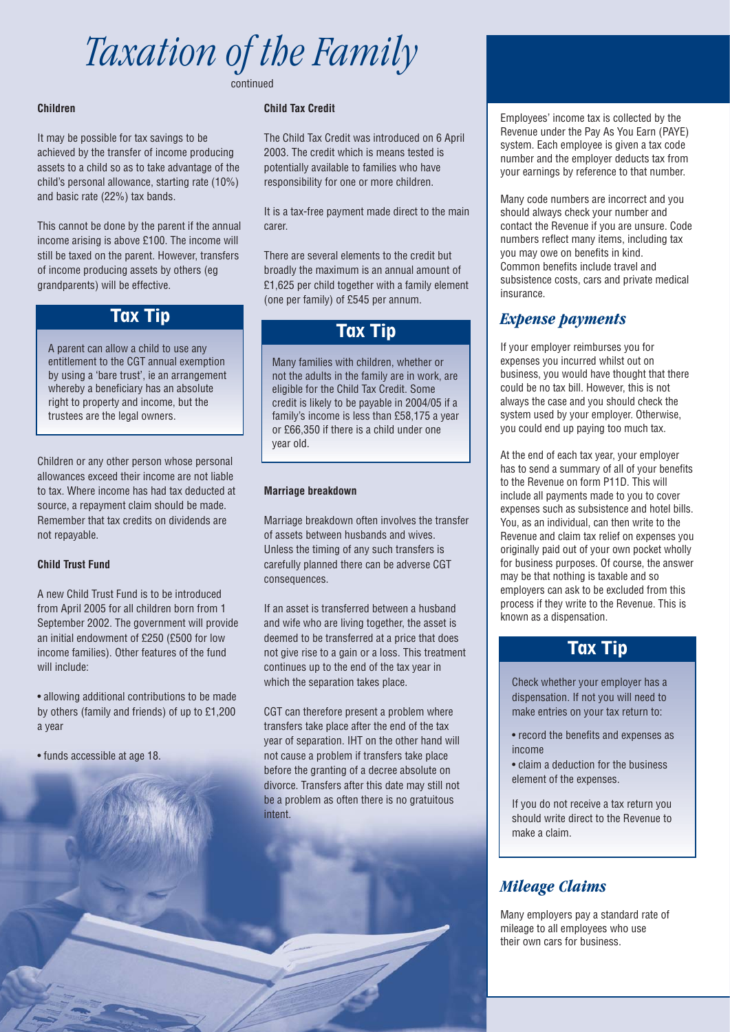# Taxation of the Family

continued

### Children

It may be possible for tax savings to be achieved by the transfer of income producing assets to a child so as to take advantage of the child's personal allowance, starting rate (10%) and basic rate (22%) tax bands.

This cannot be done by the parent if the annual income arising is above £100. The income will still be taxed on the parent. However, transfers of income producing assets by others (eg grandparents) will be effective.

## Tax Tip

A parent can allow a child to use any entitlement to the CGT annual exemption by using a 'bare trust', ie an arrangement whereby a beneficiary has an absolute right to property and income, but the trustees are the legal owners.

Children or any other person whose personal allowances exceed their income are not liable to tax. Where income has had tax deducted at source, a repayment claim should be made. Remember that tax credits on dividends are not repayable.

### Child Trust Fund

A new Child Trust Fund is to be introduced from April 2005 for all children born from 1 September 2002. The government will provide an initial endowment of £250 (£500 for low income families). Other features of the fund will include:

- allowing additional contributions to be made by others (family and friends) of up to £1,200 a year
- funds accessible at age 18.

### Child Tax Credit

The Child Tax Credit was introduced on 6 April 2003. The credit which is means tested is potentially available to families who have responsibility for one or more children.

It is a tax-free payment made direct to the main carer.

There are several elements to the credit but broadly the maximum is an annual amount of £1,625 per child together with a family element (one per family) of £545 per annum.

## Tax Tip

Many families with children, whether or not the adults in the family are in work, are eligible for the Child Tax Credit. Some credit is likely to be payable in 2004/05 if a family's income is less than £58,175 a year or £66,350 if there is a child under one year old.

### Marriage breakdown

Marriage breakdown often involves the transfer of assets between husbands and wives. Unless the timing of any such transfers is carefully planned there can be adverse CGT consequences.

If an asset is transferred between a husband and wife who are living together, the asset is deemed to be transferred at a price that does not give rise to a gain or a loss. This treatment continues up to the end of the tax year in which the separation takes place.

CGT can therefore present a problem where transfers take place after the end of the tax year of separation. IHT on the other hand will not cause a problem if transfers take place before the granting of a decree absolute on divorce. Transfers after this date may still not be a problem as often there is no gratuitous intent.

Employees' income tax is collected by the Revenue under the Pay As You Earn (PAYE) system. Each employee is given a tax code number and the employer deducts tax from your earnings by reference to that number.

Many code numbers are incorrect and you should always check your number and contact the Revenue if you are unsure. Code numbers reflect many items, including tax you may owe on benefits in kind. Common benefits include travel and subsistence costs, cars and private medical insurance.

## *Expense payments*

If your employer reimburses you for expenses you incurred whilst out on business, you would have thought that there could be no tax bill. However, this is not always the case and you should check the system used by your employer. Otherwise, you could end up paying too much tax.

At the end of each tax year, your employer has to send a summary of all of your benefits to the Revenue on form P11D. This will include all payments made to you to cover expenses such as subsistence and hotel bills. You, as an individual, can then write to the Revenue and claim tax relief on expenses you originally paid out of your own pocket wholly for business purposes. Of course, the answer may be that nothing is taxable and so employers can ask to be excluded from this process if they write to the Revenue. This is known as a dispensation.

## Tax Tip

Check whether your employer has a dispensation. If not you will need to make entries on your tax return to:

- record the benefits and expenses as income
- claim a deduction for the business element of the expenses.

If you do not receive a tax return you should write direct to the Revenue to make a claim.

## *Mileage Claims*

Many employers pay a standard rate of mileage to all employees who use their own cars for business.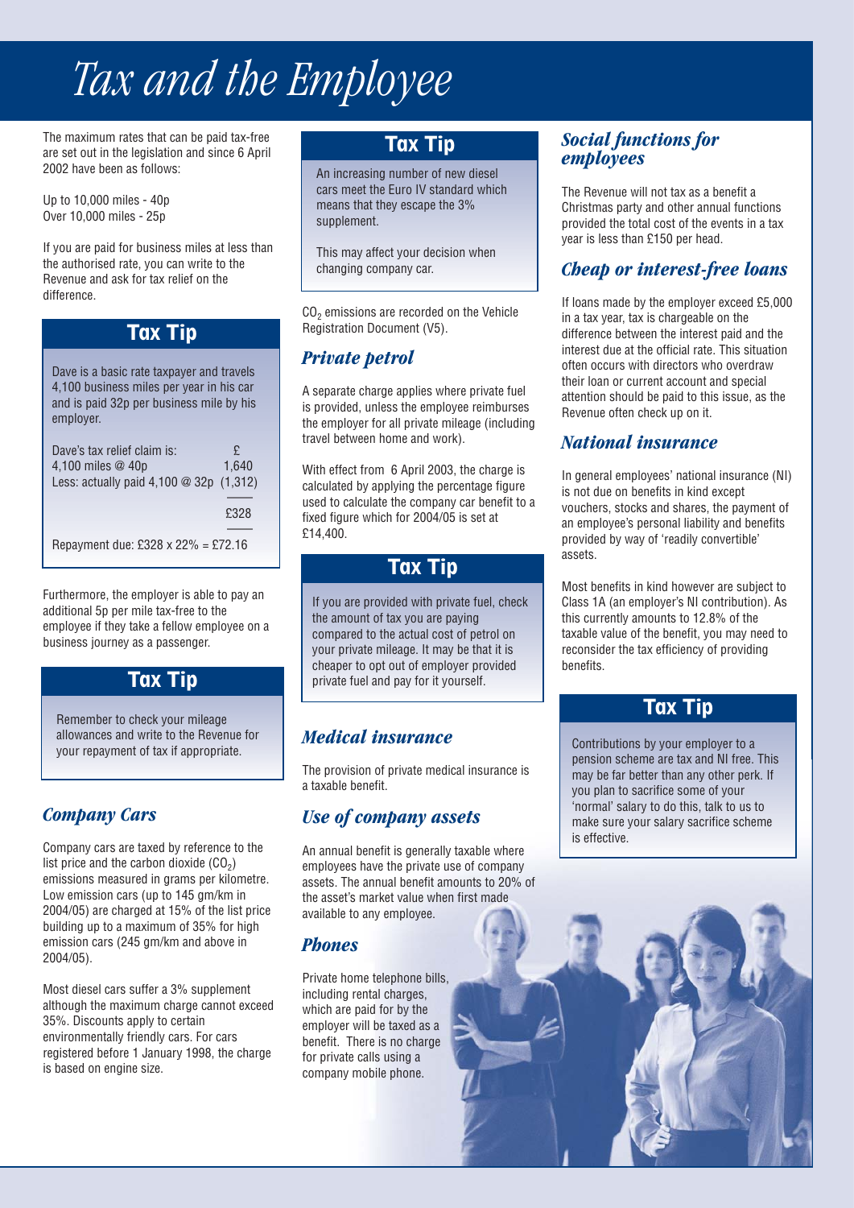# Tax and the Employee

The maximum rates that can be paid tax-free are set out in the legislation and since 6 April 2002 have been as follows:

Up to 10,000 miles - 40p
Over 10,000 miles - 25p

If you are paid for business miles at less than the authorised rate, you can write to the Revenue and ask for tax relief on the difference.

## Tax Tip

Dave is a basic rate taxpayer and travels 4,100 business miles per year in his car and is paid 32p per business mile by his employer.

| Dave's tax relief claim is: | £ |
|---|---|
| 4,100 miles @ 40p | 1,640 |
| Less: actually paid 4,100 @ 32p | (1,312) |
| | £328 |

Repayment due: £328 x 22% = £72.16

Furthermore, the employer is able to pay an additional 5p per mile tax-free to the employee if they take a fellow employee on a business journey as a passenger.

## Tax Tip

Remember to check your mileage allowances and write to the Revenue for your repayment of tax if appropriate.

### *Company Cars*

Company cars are taxed by reference to the list price and the carbon dioxide ($CO_2$) emissions measured in grams per kilometre. Low emission cars (up to 145 gm/km in 2004/05) are charged at 15% of the list price building up to a maximum of 35% for high emission cars (245 gm/km and above in 2004/05).

Most diesel cars suffer a 3% supplement although the maximum charge cannot exceed 35%. Discounts apply to certain environmentally friendly cars. For cars registered before 1 January 1998, the charge is based on engine size.

## Tax Tip

An increasing number of new diesel cars meet the Euro IV standard which means that they escape the 3% supplement.

This may affect your decision when changing company car.

$CO_2$ emissions are recorded on the Vehicle Registration Document (V5).

### *Private petrol*

A separate charge applies where private fuel is provided, unless the employee reimburses the employer for all private mileage (including travel between home and work).

With effect from 6 April 2003, the charge is calculated by applying the percentage figure used to calculate the company car benefit to a fixed figure which for 2004/05 is set at £14,400.

## Tax Tip

If you are provided with private fuel, check the amount of tax you are paying compared to the actual cost of petrol on your private mileage. It may be that it is cheaper to opt out of employer provided private fuel and pay for it yourself.

### *Medical insurance*

The provision of private medical insurance is a taxable benefit.

### *Use of company assets*

An annual benefit is generally taxable where employees have the private use of company assets. The annual benefit amounts to 20% of the asset's market value when first made available to any employee.

### *Phones*

Private home telephone bills, including rental charges, which are paid for by the employer will be taxed as a benefit. There is no charge for private calls using a company mobile phone.

### *Social functions for employees*

The Revenue will not tax as a benefit a Christmas party and other annual functions provided the total cost of the events in a tax year is less than £150 per head.

### *Cheap or interest-free loans*

If loans made by the employer exceed £5,000 in a tax year, tax is chargeable on the difference between the interest paid and the interest due at the official rate. This situation often occurs with directors who overdraw their loan or current account and special attention should be paid to this issue, as the Revenue often check up on it.

### *National insurance*

In general employees' national insurance (NI) is not due on benefits in kind except vouchers, stocks and shares, the payment of an employee's personal liability and benefits provided by way of 'readily convertible' assets.

Most benefits in kind however are subject to Class 1A (an employer's NI contribution). As this currently amounts to 12.8% of the taxable value of the benefit, you may need to reconsider the tax efficiency of providing benefits.

## Tax Tip

Contributions by your employer to a pension scheme are tax and NI free. This may be far better than any other perk. If you plan to sacrifice some of your 'normal' salary to do this, talk to us to make sure your salary sacrifice scheme is effective.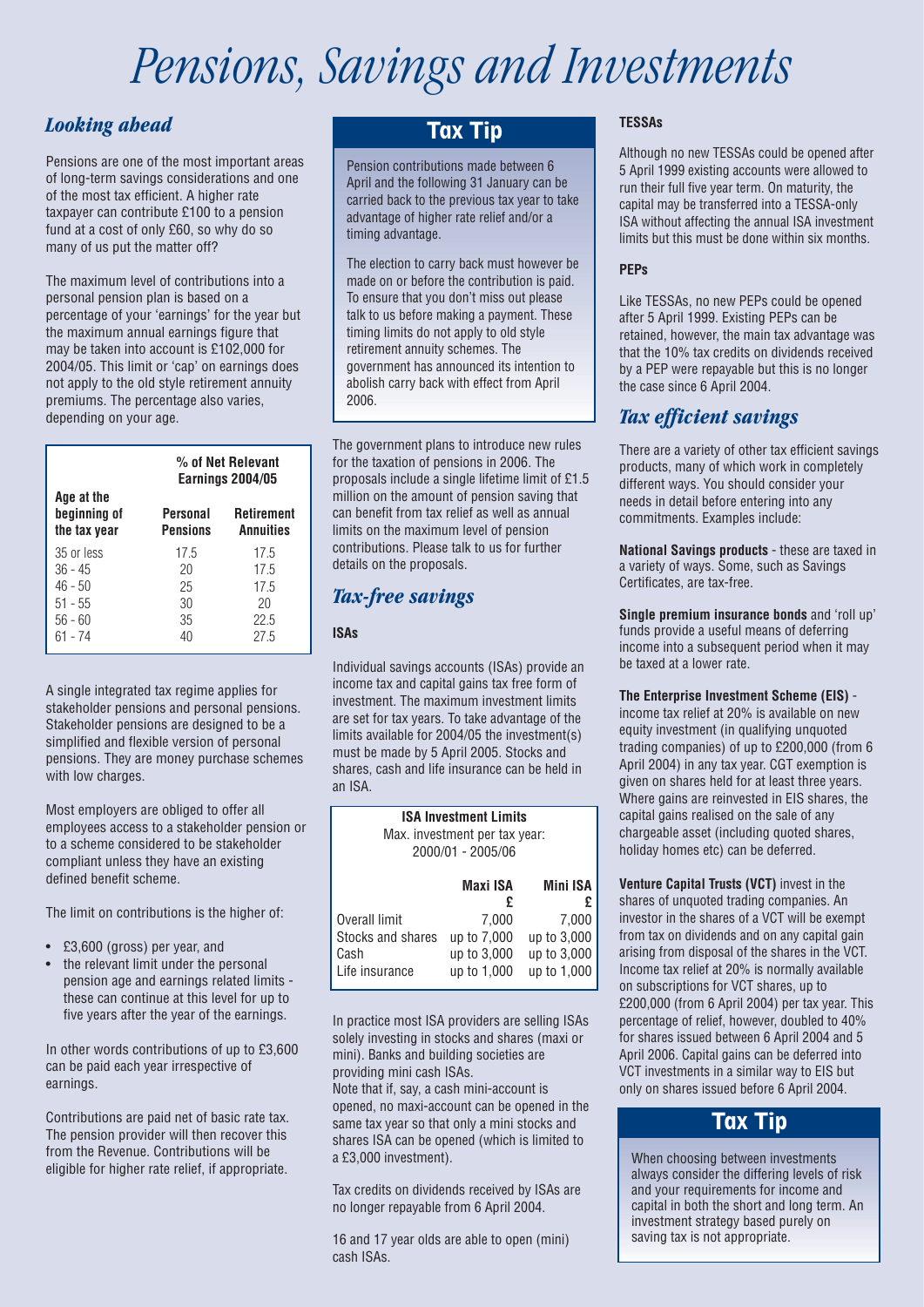# Pensions, Savings and Investments

## *Looking ahead*

Pensions are one of the most important areas of long-term savings considerations and one of the most tax efficient. A higher rate taxpayer can contribute £100 to a pension fund at a cost of only £60, so why do so many of us put the matter off?

The maximum level of contributions into a personal pension plan is based on a percentage of your 'earnings' for the year but the maximum annual earnings figure that may be taken into account is £102,000 for 2004/05. This limit or 'cap' on earnings does not apply to the old style retirement annuity premiums. The percentage also varies, depending on your age.

| Age at the beginning of the tax year | % of Net Relevant Earnings 2004/05 | |
|---|---|---|
| | **Personal Pensions** | **Retirement Annuities** |
| 35 or less | 17.5 | 17.5 |
| 36 - 45 | 20 | 17.5 |
| 46 - 50 | 25 | 17.5 |
| 51 - 55 | 30 | 20 |
| 56 - 60 | 35 | 22.5 |
| 61 - 74 | 40 | 27.5 |

A single integrated tax regime applies for stakeholder pensions and personal pensions. Stakeholder pensions are designed to be a simplified and flexible version of personal pensions. They are money purchase schemes with low charges.

Most employers are obliged to offer all employees access to a stakeholder pension or to a scheme considered to be stakeholder compliant unless they have an existing defined benefit scheme.

The limit on contributions is the higher of:

- £3,600 (gross) per year, and
- the relevant limit under the personal pension age and earnings related limits - these can continue at this level for up to five years after the year of the earnings.

In other words contributions of up to £3,600 can be paid each year irrespective of earnings.

Contributions are paid net of basic rate tax. The pension provider will then recover this from the Revenue. Contributions will be eligible for higher rate relief, if appropriate.

### Tax Tip

Pension contributions made between 6 April and the following 31 January can be carried back to the previous tax year to take advantage of higher rate relief and/or a timing advantage.

The election to carry back must however be made on or before the contribution is paid. To ensure that you don't miss out please talk to us before making a payment. These timing limits do not apply to old style retirement annuity schemes. The government has announced its intention to abolish carry back with effect from April 2006.

The government plans to introduce new rules for the taxation of pensions in 2006. The proposals include a single lifetime limit of £1.5 million on the amount of pension saving that can benefit from tax relief as well as annual limits on the maximum level of pension contributions. Please talk to us for further details on the proposals.

## *Tax-free savings*

### ISAs

Individual savings accounts (ISAs) provide an income tax and capital gains tax free form of investment. The maximum investment limits are set for tax years. To take advantage of the limits available for 2004/05 the investment(s) must be made by 5 April 2005. Stocks and shares, cash and life insurance can be held in an ISA.

**ISA Investment Limits**
Max. investment per tax year: 2000/01 - 2005/06

| | **Maxi ISA £** | **Mini ISA £** |
|---|---|---|
| Overall limit | 7,000 | 7,000 |
| Stocks and shares | up to 7,000 | up to 3,000 |
| Cash | up to 3,000 | up to 3,000 |
| Life insurance | up to 1,000 | up to 1,000 |

In practice most ISA providers are selling ISAs solely investing in stocks and shares (maxi or mini). Banks and building societies are providing mini cash ISAs.
Note that if, say, a cash mini-account is opened, no maxi-account can be opened in the same tax year so that only a mini stocks and shares ISA can be opened (which is limited to a £3,000 investment).

Tax credits on dividends received by ISAs are no longer repayable from 6 April 2004.

16 and 17 year olds are able to open (mini) cash ISAs.

### TESSAs

Although no new TESSAs could be opened after 5 April 1999 existing accounts were allowed to run their full five year term. On maturity, the capital may be transferred into a TESSA-only ISA without affecting the annual ISA investment limits but this must be done within six months.

### PEPs

Like TESSAs, no new PEPs could be opened after 5 April 1999. Existing PEPs can be retained, however, the main tax advantage was that the 10% tax credits on dividends received by a PEP were repayable but this is no longer the case since 6 April 2004.

## *Tax efficient savings*

There are a variety of other tax efficient savings products, many of which work in completely different ways. You should consider your needs in detail before entering into any commitments. Examples include:

**National Savings products** - these are taxed in a variety of ways. Some, such as Savings Certificates, are tax-free.

**Single premium insurance bonds** and 'roll up' funds provide a useful means of deferring income into a subsequent period when it may be taxed at a lower rate.

**The Enterprise Investment Scheme (EIS)** - income tax relief at 20% is available on new equity investment (in qualifying unquoted trading companies) of up to £200,000 (from 6 April 2004) in any tax year. CGT exemption is given on shares held for at least three years. Where gains are reinvested in EIS shares, the capital gains realised on the sale of any chargeable asset (including quoted shares, holiday homes etc) can be deferred.

**Venture Capital Trusts (VCT)** invest in the shares of unquoted trading companies. An investor in the shares of a VCT will be exempt from tax on dividends and on any capital gain arising from disposal of the shares in the VCT. Income tax relief at 20% is normally available on subscriptions for VCT shares, up to £200,000 (from 6 April 2004) per tax year. This percentage of relief, however, doubled to 40% for shares issued between 6 April 2004 and 5 April 2006. Capital gains can be deferred into VCT investments in a similar way to EIS but only on shares issued before 6 April 2004.

### Tax Tip

When choosing between investments always consider the differing levels of risk and your requirements for income and capital in both the short and long term. An investment strategy based purely on saving tax is not appropriate.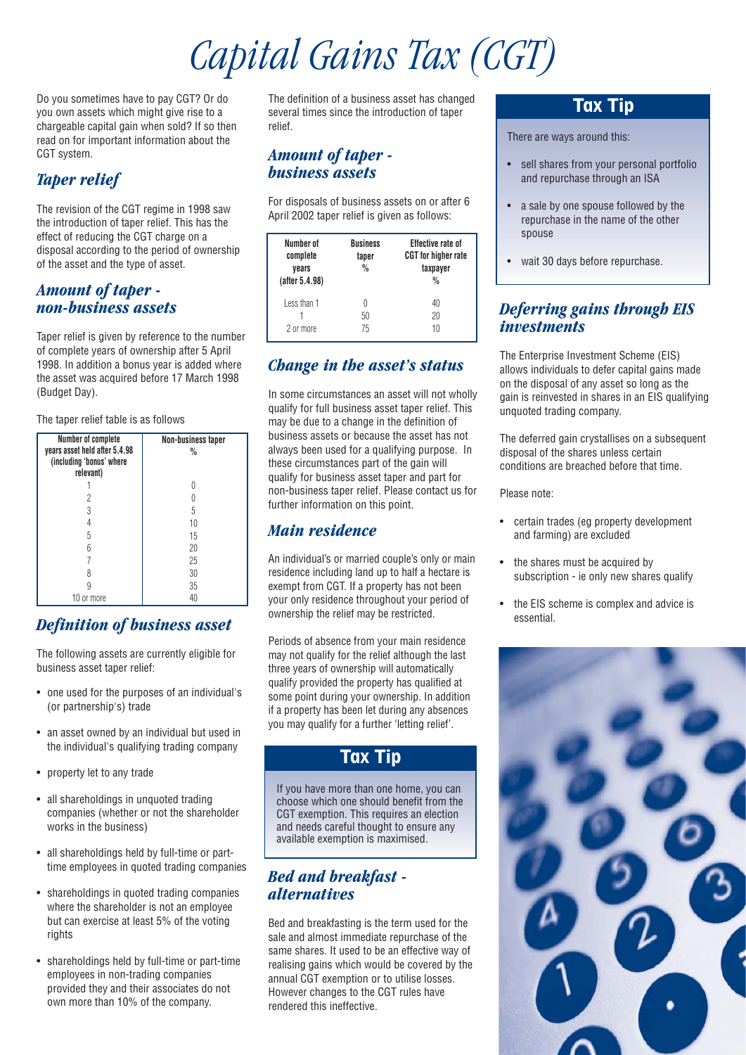# Capital Gains Tax (CGT)

Do you sometimes have to pay CGT? Or do you own assets which might give rise to a chargeable capital gain when sold? If so then read on for important information about the CGT system.

## Taper relief

The revision of the CGT regime in 1998 saw the introduction of taper relief. This has the effect of reducing the CGT charge on a disposal according to the period of ownership of the asset and the type of asset.

## Amount of taper - non-business assets

Taper relief is given by reference to the number of complete years of ownership after 5 April 1998. In addition a bonus year is added where the asset was acquired before 17 March 1998 (Budget Day).

The taper relief table is as follows

| Number of complete years asset held after 5.4.98 (including 'bonus' where relevant) | Non-business taper % |
|---|---|
| 1 | 0 |
| 2 | 0 |
| 3 | 5 |
| 4 | 10 |
| 5 | 15 |
| 6 | 20 |
| 7 | 25 |
| 8 | 30 |
| 9 | 35 |
| 10 or more | 40 |

## Definition of business asset

The following assets are currently eligible for business asset taper relief:

- one used for the purposes of an individual's (or partnership's) trade
- an asset owned by an individual but used in the individual's qualifying trading company
- property let to any trade
- all shareholdings in unquoted trading companies (whether or not the shareholder works in the business)
- all shareholdings held by full-time or part-time employees in quoted trading companies
- shareholdings in quoted trading companies where the shareholder is not an employee but can exercise at least 5% of the voting rights
- shareholdings held by full-time or part-time employees in non-trading companies provided they and their associates do not own more than 10% of the company.

The definition of a business asset has changed several times since the introduction of taper relief.

## Amount of taper - business assets

For disposals of business assets on or after 6 April 2002 taper relief is given as follows:

| Number of complete years (after 5.4.98) | Business taper % | Effective rate of CGT for higher rate taxpayer % |
|---|---|---|
| Less than 1 | 0 | 40 |
| 1 | 50 | 20 |
| 2 or more | 75 | 10 |

## Change in the asset's status

In some circumstances an asset will not wholly qualify for full business asset taper relief. This may be due to a change in the definition of business assets or because the asset has not always been used for a qualifying purpose. In these circumstances part of the gain will qualify for business asset taper and part for non-business taper relief. Please contact us for further information on this point.

## Main residence

An individual's or married couple's only or main residence including land up to half a hectare is exempt from CGT. If a property has not been your only residence throughout your period of ownership the relief may be restricted.

Periods of absence from your main residence may not qualify for the relief although the last three years of ownership will automatically qualify provided the property has qualified at some point during your ownership. In addition if a property has been let during any absences you may qualify for a further 'letting relief'.

### Tax Tip

If you have more than one home, you can choose which one should benefit from the CGT exemption. This requires an election and needs careful thought to ensure any available exemption is maximised.

## Bed and breakfast - alternatives

Bed and breakfasting is the term used for the sale and almost immediate repurchase of the same shares. It used to be an effective way of realising gains which would be covered by the annual CGT exemption or to utilise losses. However changes to the CGT rules have rendered this ineffective.

### Tax Tip

There are ways around this:

- sell shares from your personal portfolio and repurchase through an ISA
- a sale by one spouse followed by the repurchase in the name of the other spouse
- wait 30 days before repurchase.

## Deferring gains through EIS investments

The Enterprise Investment Scheme (EIS) allows individuals to defer capital gains made on the disposal of any asset so long as the gain is reinvested in shares in an EIS qualifying unquoted trading company.

The deferred gain crystallises on a subsequent disposal of the shares unless certain conditions are breached before that time.

Please note:

- certain trades (eg property development and farming) are excluded
- the shares must be acquired by subscription - ie only new shares qualify
- the EIS scheme is complex and advice is essential.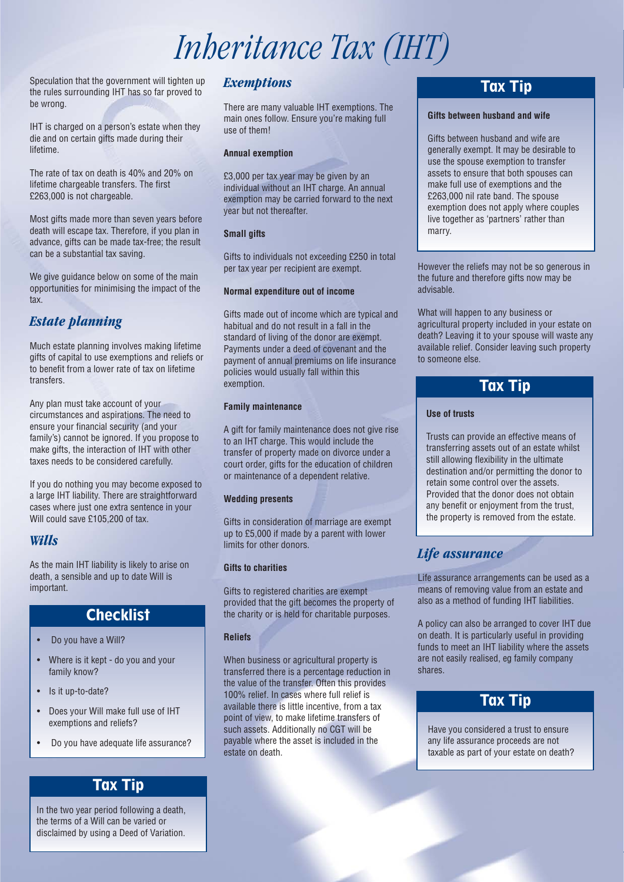# Inheritance Tax (IHT)

Speculation that the government will tighten up the rules surrounding IHT has so far proved to be wrong.

IHT is charged on a person's estate when they die and on certain gifts made during their lifetime.

The rate of tax on death is 40% and 20% on lifetime chargeable transfers. The first £263,000 is not chargeable.

Most gifts made more than seven years before death will escape tax. Therefore, if you plan in advance, gifts can be made tax-free; the result can be a substantial tax saving.

We give guidance below on some of the main opportunities for minimising the impact of the tax.

## *Estate planning*

Much estate planning involves making lifetime gifts of capital to use exemptions and reliefs or to benefit from a lower rate of tax on lifetime transfers.

Any plan must take account of your circumstances and aspirations. The need to ensure your financial security (and your family's) cannot be ignored. If you propose to make gifts, the interaction of IHT with other taxes needs to be considered carefully.

If you do nothing you may become exposed to a large IHT liability. There are straightforward cases where just one extra sentence in your Will could save £105,200 of tax.

## *Wills*

As the main IHT liability is likely to arise on death, a sensible and up to date Will is important.

### Checklist

- Do you have a Will?
- Where is it kept - do you and your family know?
- Is it up-to-date?
- Does your Will make full use of IHT exemptions and reliefs?
- Do you have adequate life assurance?

### Tax Tip

In the two year period following a death, the terms of a Will can be varied or disclaimed by using a Deed of Variation.

## *Exemptions*

There are many valuable IHT exemptions. The main ones follow. Ensure you're making full use of them!

**Annual exemption**

£3,000 per tax year may be given by an individual without an IHT charge. An annual exemption may be carried forward to the next year but not thereafter.

**Small gifts**

Gifts to individuals not exceeding £250 in total per tax year per recipient are exempt.

**Normal expenditure out of income**

Gifts made out of income which are typical and habitual and do not result in a fall in the standard of living of the donor are exempt. Payments under a deed of covenant and the payment of annual premiums on life insurance policies would usually fall within this exemption.

**Family maintenance**

A gift for family maintenance does not give rise to an IHT charge. This would include the transfer of property made on divorce under a court order, gifts for the education of children or maintenance of a dependent relative.

**Wedding presents**

Gifts in consideration of marriage are exempt up to £5,000 if made by a parent with lower limits for other donors.

**Gifts to charities**

Gifts to registered charities are exempt provided that the gift becomes the property of the charity or is held for charitable purposes.

**Reliefs**

When business or agricultural property is transferred there is a percentage reduction in the value of the transfer. Often this provides 100% relief. In cases where full relief is available there is little incentive, from a tax point of view, to make lifetime transfers of such assets. Additionally no CGT will be payable where the asset is included in the estate on death.

### Tax Tip

**Gifts between husband and wife**

Gifts between husband and wife are generally exempt. It may be desirable to use the spouse exemption to transfer assets to ensure that both spouses can make full use of exemptions and the £263,000 nil rate band. The spouse exemption does not apply where couples live together as 'partners' rather than marry.

However the reliefs may not be so generous in the future and therefore gifts now may be advisable.

What will happen to any business or agricultural property included in your estate on death? Leaving it to your spouse will waste any available relief. Consider leaving such property to someone else.

### Tax Tip

**Use of trusts**

Trusts can provide an effective means of transferring assets out of an estate whilst still allowing flexibility in the ultimate destination and/or permitting the donor to retain some control over the assets. Provided that the donor does not obtain any benefit or enjoyment from the trust, the property is removed from the estate.

## *Life assurance*

Life assurance arrangements can be used as a means of removing value from an estate and also as a method of funding IHT liabilities.

A policy can also be arranged to cover IHT due on death. It is particularly useful in providing funds to meet an IHT liability where the assets are not easily realised, eg family company shares.

### Tax Tip

Have you considered a trust to ensure any life assurance proceeds are not taxable as part of your estate on death?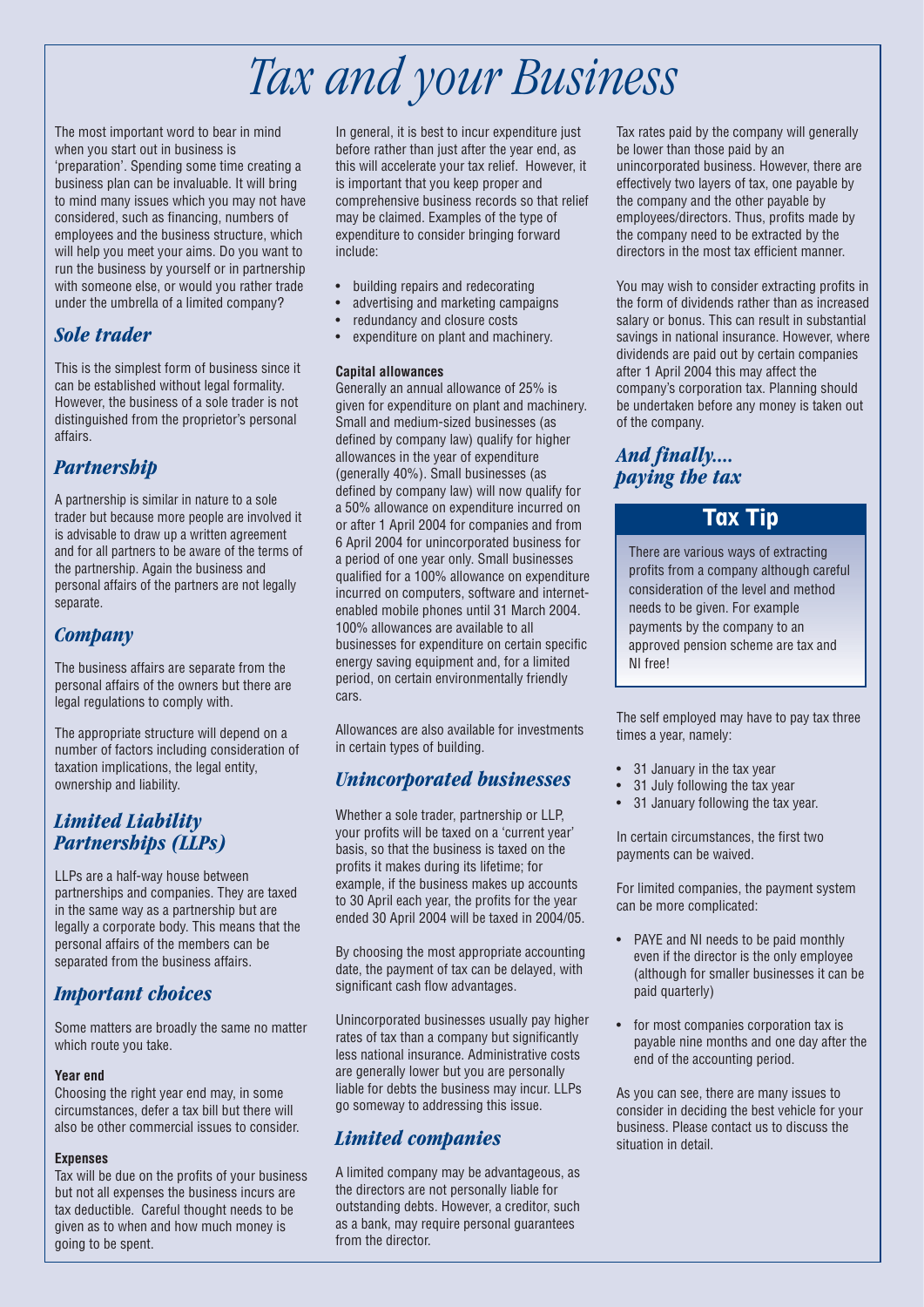# Tax and your Business

The most important word to bear in mind when you start out in business is 'preparation'. Spending some time creating a business plan can be invaluable. It will bring to mind many issues which you may not have considered, such as financing, numbers of employees and the business structure, which will help you meet your aims. Do you want to run the business by yourself or in partnership with someone else, or would you rather trade under the umbrella of a limited company?

## *Sole trader*

This is the simplest form of business since it can be established without legal formality. However, the business of a sole trader is not distinguished from the proprietor's personal affairs.

## *Partnership*

A partnership is similar in nature to a sole trader but because more people are involved it is advisable to draw up a written agreement and for all partners to be aware of the terms of the partnership. Again the business and personal affairs of the partners are not legally separate.

## *Company*

The business affairs are separate from the personal affairs of the owners but there are legal regulations to comply with.

The appropriate structure will depend on a number of factors including consideration of taxation implications, the legal entity, ownership and liability.

## *Limited Liability Partnerships (LLPs)*

LLPs are a half-way house between partnerships and companies. They are taxed in the same way as a partnership but are legally a corporate body. This means that the personal affairs of the members can be separated from the business affairs.

## *Important choices*

Some matters are broadly the same no matter which route you take.

**Year end**

Choosing the right year end may, in some circumstances, defer a tax bill but there will also be other commercial issues to consider.

**Expenses**

Tax will be due on the profits of your business but not all expenses the business incurs are tax deductible. Careful thought needs to be given as to when and how much money is going to be spent.

In general, it is best to incur expenditure just before rather than just after the year end, as this will accelerate your tax relief. However, it is important that you keep proper and comprehensive business records so that relief may be claimed. Examples of the type of expenditure to consider bringing forward include:

- building repairs and redecorating
- advertising and marketing campaigns
- redundancy and closure costs
- expenditure on plant and machinery.

**Capital allowances**

Generally an annual allowance of 25% is given for expenditure on plant and machinery. Small and medium-sized businesses (as defined by company law) qualify for higher allowances in the year of expenditure (generally 40%). Small businesses (as defined by company law) will now qualify for a 50% allowance on expenditure incurred on or after 1 April 2004 for companies and from 6 April 2004 for unincorporated business for a period of one year only. Small businesses qualified for a 100% allowance on expenditure incurred on computers, software and internet-enabled mobile phones until 31 March 2004. 100% allowances are available to all businesses for expenditure on certain specific energy saving equipment and, for a limited period, on certain environmentally friendly cars.

Allowances are also available for investments in certain types of building.

## *Unincorporated businesses*

Whether a sole trader, partnership or LLP, your profits will be taxed on a 'current year' basis, so that the business is taxed on the profits it makes during its lifetime; for example, if the business makes up accounts to 30 April each year, the profits for the year ended 30 April 2004 will be taxed in 2004/05.

By choosing the most appropriate accounting date, the payment of tax can be delayed, with significant cash flow advantages.

Unincorporated businesses usually pay higher rates of tax than a company but significantly less national insurance. Administrative costs are generally lower but you are personally liable for debts the business may incur. LLPs go someway to addressing this issue.

## *Limited companies*

A limited company may be advantageous, as the directors are not personally liable for outstanding debts. However, a creditor, such as a bank, may require personal guarantees from the director.

Tax rates paid by the company will generally be lower than those paid by an unincorporated business. However, there are effectively two layers of tax, one payable by the company and the other payable by employees/directors. Thus, profits made by the company need to be extracted by the directors in the most tax efficient manner.

You may wish to consider extracting profits in the form of dividends rather than as increased salary or bonus. This can result in substantial savings in national insurance. However, where dividends are paid out by certain companies after 1 April 2004 this may affect the company's corporation tax. Planning should be undertaken before any money is taken out of the company.

## *And finally.... paying the tax*

### Tax Tip

There are various ways of extracting profits from a company although careful consideration of the level and method needs to be given. For example payments by the company to an approved pension scheme are tax and NI free!

The self employed may have to pay tax three times a year, namely:

- 31 January in the tax year
- 31 July following the tax year
- 31 January following the tax year.

In certain circumstances, the first two payments can be waived.

For limited companies, the payment system can be more complicated:

- PAYE and NI needs to be paid monthly even if the director is the only employee (although for smaller businesses it can be paid quarterly)
- for most companies corporation tax is payable nine months and one day after the end of the accounting period.

As you can see, there are many issues to consider in deciding the best vehicle for your business. Please contact us to discuss the situation in detail.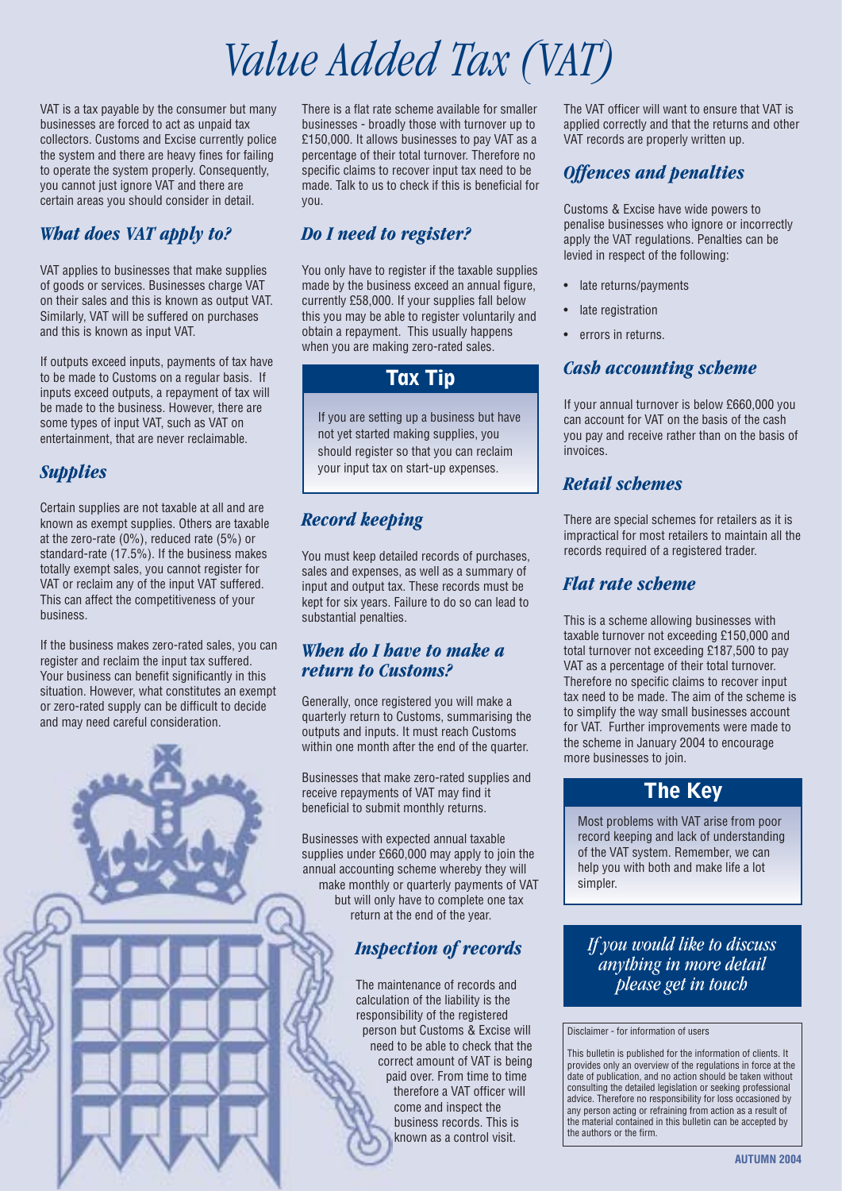# Value Added Tax (VAT)

VAT is a tax payable by the consumer but many businesses are forced to act as unpaid tax collectors. Customs and Excise currently police the system and there are heavy fines for failing to operate the system properly. Consequently, you cannot just ignore VAT and there are certain areas you should consider in detail.

## *What does VAT apply to?*

VAT applies to businesses that make supplies of goods or services. Businesses charge VAT on their sales and this is known as output VAT. Similarly, VAT will be suffered on purchases and this is known as input VAT.

If outputs exceed inputs, payments of tax have to be made to Customs on a regular basis. If inputs exceed outputs, a repayment of tax will be made to the business. However, there are some types of input VAT, such as VAT on entertainment, that are never reclaimable.

## *Supplies*

Certain supplies are not taxable at all and are known as exempt supplies. Others are taxable at the zero-rate (0%), reduced rate (5%) or standard-rate (17.5%). If the business makes totally exempt sales, you cannot register for VAT or reclaim any of the input VAT suffered. This can affect the competitiveness of your business.

If the business makes zero-rated sales, you can register and reclaim the input tax suffered. Your business can benefit significantly in this situation. However, what constitutes an exempt or zero-rated supply can be difficult to decide and may need careful consideration.

There is a flat rate scheme available for smaller businesses - broadly those with turnover up to £150,000. It allows businesses to pay VAT as a percentage of their total turnover. Therefore no specific claims to recover input tax need to be made. Talk to us to check if this is beneficial for you.

## *Do I need to register?*

You only have to register if the taxable supplies made by the business exceed an annual figure, currently £58,000. If your supplies fall below this you may be able to register voluntarily and obtain a repayment. This usually happens when you are making zero-rated sales.

### Tax Tip

If you are setting up a business but have not yet started making supplies, you should register so that you can reclaim your input tax on start-up expenses.

## *Record keeping*

You must keep detailed records of purchases, sales and expenses, as well as a summary of input and output tax. These records must be kept for six years. Failure to do so can lead to substantial penalties.

## *When do I have to make a return to Customs?*

Generally, once registered you will make a quarterly return to Customs, summarising the outputs and inputs. It must reach Customs within one month after the end of the quarter.

Businesses that make zero-rated supplies and receive repayments of VAT may find it beneficial to submit monthly returns.

Businesses with expected annual taxable supplies under £660,000 may apply to join the annual accounting scheme whereby they will make monthly or quarterly payments of VAT but will only have to complete one tax return at the end of the year.

## *Inspection of records*

The maintenance of records and calculation of the liability is the responsibility of the registered person but Customs & Excise will need to be able to check that the correct amount of VAT is being paid over. From time to time therefore a VAT officer will come and inspect the business records. This is known as a control visit.

The VAT officer will want to ensure that VAT is applied correctly and that the returns and other VAT records are properly written up.

## *Offences and penalties*

Customs & Excise have wide powers to penalise businesses who ignore or incorrectly apply the VAT regulations. Penalties can be levied in respect of the following:

- late returns/payments
- late registration
- errors in returns.

## *Cash accounting scheme*

If your annual turnover is below £660,000 you can account for VAT on the basis of the cash you pay and receive rather than on the basis of invoices.

## *Retail schemes*

There are special schemes for retailers as it is impractical for most retailers to maintain all the records required of a registered trader.

## *Flat rate scheme*

This is a scheme allowing businesses with taxable turnover not exceeding £150,000 and total turnover not exceeding £187,500 to pay VAT as a percentage of their total turnover. Therefore no specific claims to recover input tax need to be made. The aim of the scheme is to simplify the way small businesses account for VAT. Further improvements were made to the scheme in January 2004 to encourage more businesses to join.

### The Key

Most problems with VAT arise from poor record keeping and lack of understanding of the VAT system. Remember, we can help you with both and make life a lot simpler.

*If you would like to discuss anything in more detail please get in touch*

Disclaimer - for information of users

This bulletin is published for the information of clients. It provides only an overview of the regulations in force at the date of publication, and no action should be taken without consulting the detailed legislation or seeking professional advice. Therefore no responsibility for loss occasioned by any person acting or refraining from action as a result of the material contained in this bulletin can be accepted by the authors or the firm.

**AUTUMN 2004**